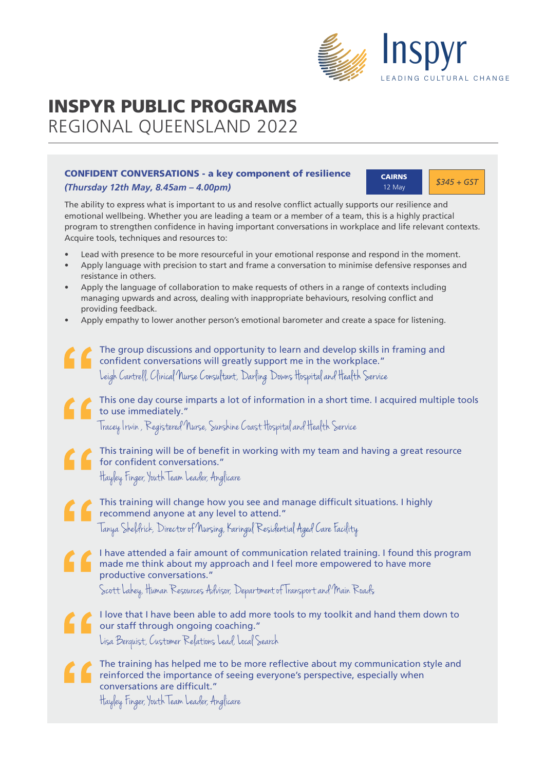Inspyr

LEADING CULTURAL CHANGE

# INSPYR PUBLIC PROGRAMS
## REGIONAL QUEENSLAND 2022

### CONFIDENT CONVERSATIONS - a key component of resilience
***(Thursday 12th May, 8.45am – 4.00pm)***

**CAIRNS**
12 May

*$345 + GST*

The ability to express what is important to us and resolve conflict actually supports our resilience and emotional wellbeing. Whether you are leading a team or a member of a team, this is a highly practical program to strengthen confidence in having important conversations in workplace and life relevant contexts. Acquire tools, techniques and resources to:

- Lead with presence to be more resourceful in your emotional response and respond in the moment.
- Apply language with precision to start and frame a conversation to minimise defensive responses and resistance in others.
- Apply the language of collaboration to make requests of others in a range of contexts including managing upwards and across, dealing with inappropriate behaviours, resolving conflict and providing feedback.
- Apply empathy to lower another person's emotional barometer and create a space for listening.

"The group discussions and opportunity to learn and develop skills in framing and confident conversations will greatly support me in the workplace."
Leigh Cantrell, Clinical Nurse Consultant, Darling Downs Hospital and Health Service

"This one day course imparts a lot of information in a short time. I acquired multiple tools to use immediately."
Tracey Irwin, Registered Nurse, Sunshine Coast Hospital and Health Service

"This training will be of benefit in working with my team and having a great resource for confident conversations."
Hayley Finger, Youth Team Leader, Anglicare

"This training will change how you see and manage difficult situations. I highly recommend anyone at any level to attend."
Tanya Sheldrick, Director of Nursing, Karingal Residential Aged Care Facility

"I have attended a fair amount of communication related training. I found this program made me think about my approach and I feel more empowered to have more productive conversations."
Scott Lahey, Human Resources Advisor, Department of Transport and Main Roads

"I love that I have been able to add more tools to my toolkit and hand them down to our staff through ongoing coaching."
Lisa Berquist, Customer Relations Lead, Local Search

"The training has helped me to be more reflective about my communication style and reinforced the importance of seeing everyone's perspective, especially when conversations are difficult."
Hayley Finger, Youth Team Leader, Anglicare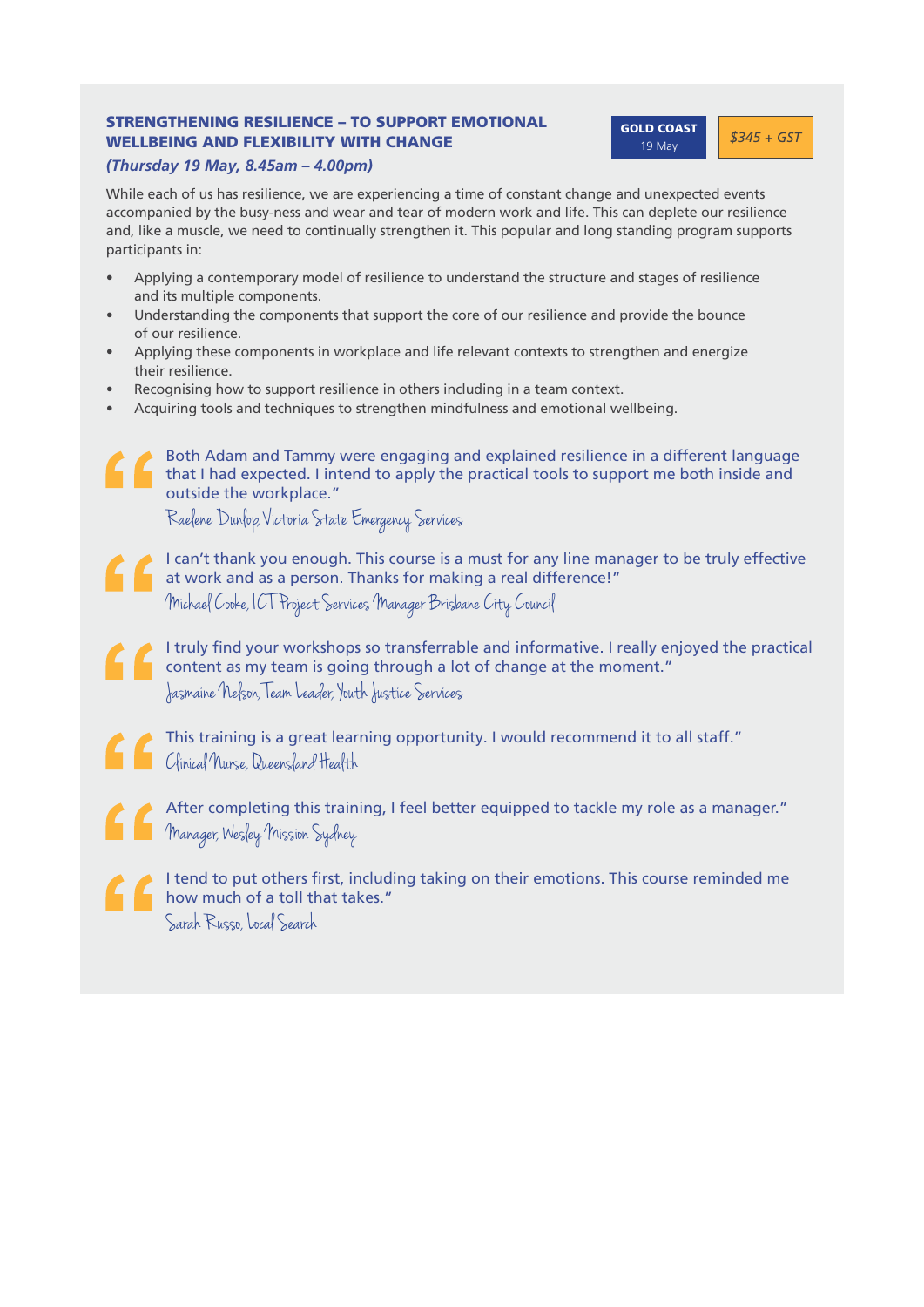## STRENGTHENING RESILIENCE – TO SUPPORT EMOTIONAL WELLBEING AND FLEXIBILITY WITH CHANGE

***(Thursday 19 May, 8.45am – 4.00pm)***

**GOLD COAST** 19 May

*$345 + GST*

While each of us has resilience, we are experiencing a time of constant change and unexpected events accompanied by the busy-ness and wear and tear of modern work and life. This can deplete our resilience and, like a muscle, we need to continually strengthen it. This popular and long standing program supports participants in:

- Applying a contemporary model of resilience to understand the structure and stages of resilience and its multiple components.
- Understanding the components that support the core of our resilience and provide the bounce of our resilience.
- Applying these components in workplace and life relevant contexts to strengthen and energize their resilience.
- Recognising how to support resilience in others including in a team context.
- Acquiring tools and techniques to strengthen mindfulness and emotional wellbeing.

> Both Adam and Tammy were engaging and explained resilience in a different language that I had expected. I intend to apply the practical tools to support me both inside and outside the workplace."
>
> *Raelene Dunlop, Victoria State Emergency Services*

> I can't thank you enough. This course is a must for any line manager to be truly effective at work and as a person. Thanks for making a real difference!"
>
> *Michael Cooke, ICT Project Services Manager Brisbane City Council*

> I truly find your workshops so transferrable and informative. I really enjoyed the practical content as my team is going through a lot of change at the moment."
>
> *Jasmaine Nelson, Team Leader, Youth Justice Services*

> This training is a great learning opportunity. I would recommend it to all staff."
>
> *Clinical Nurse, Queensland Health*

> After completing this training, I feel better equipped to tackle my role as a manager."
>
> *Manager, Wesley Mission Sydney*

> I tend to put others first, including taking on their emotions. This course reminded me how much of a toll that takes."
>
> *Sarah Russo, Local Search*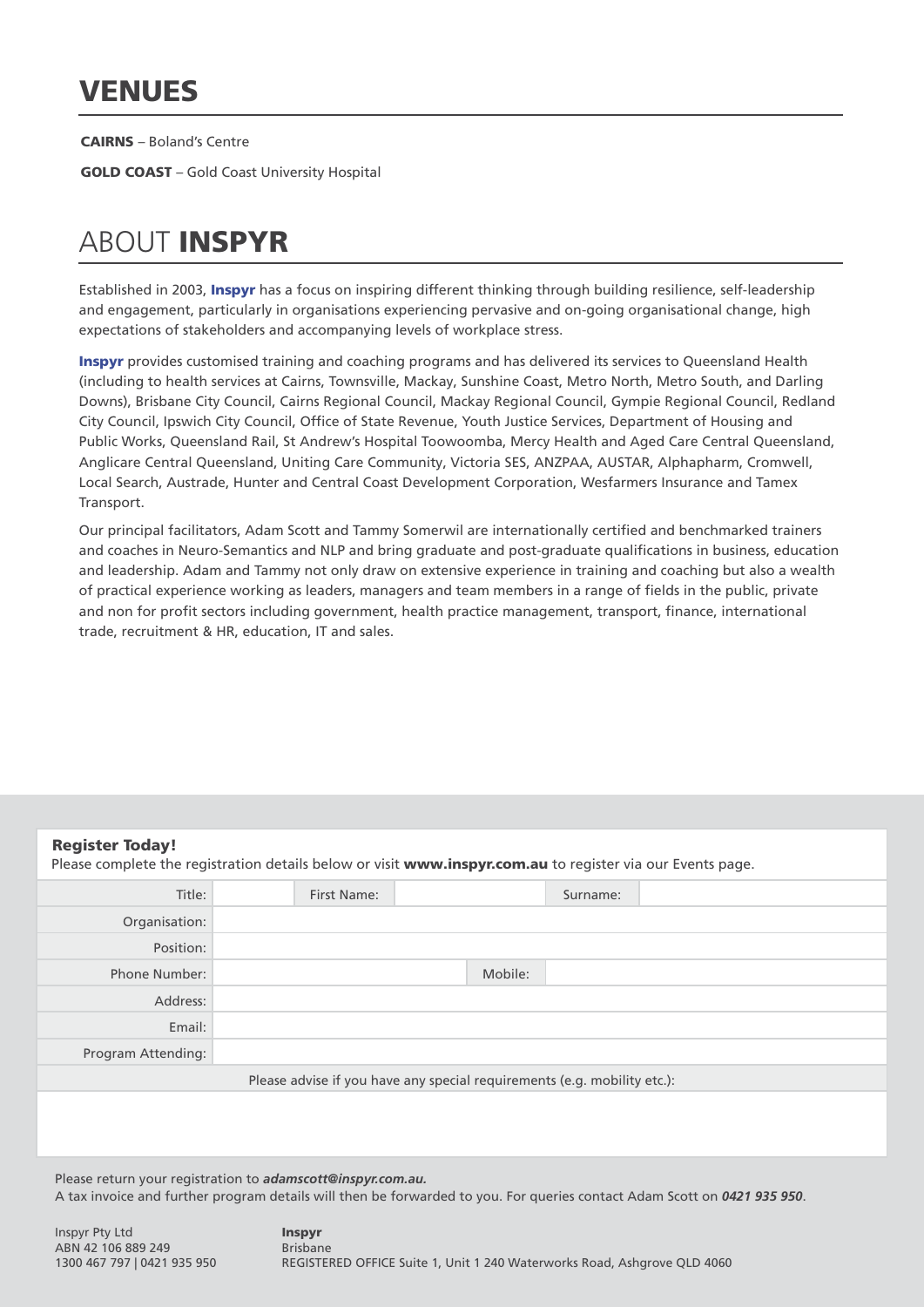# VENUES

**CAIRNS** – Boland's Centre

**GOLD COAST** – Gold Coast University Hospital

# ABOUT **INSPYR**

Established in 2003, **Inspyr** has a focus on inspiring different thinking through building resilience, self-leadership and engagement, particularly in organisations experiencing pervasive and on-going organisational change, high expectations of stakeholders and accompanying levels of workplace stress.

**Inspyr** provides customised training and coaching programs and has delivered its services to Queensland Health (including to health services at Cairns, Townsville, Mackay, Sunshine Coast, Metro North, Metro South, and Darling Downs), Brisbane City Council, Cairns Regional Council, Mackay Regional Council, Gympie Regional Council, Redland City Council, Ipswich City Council, Office of State Revenue, Youth Justice Services, Department of Housing and Public Works, Queensland Rail, St Andrew's Hospital Toowoomba, Mercy Health and Aged Care Central Queensland, Anglicare Central Queensland, Uniting Care Community, Victoria SES, ANZPAA, AUSTAR, Alphapharm, Cromwell, Local Search, Austrade, Hunter and Central Coast Development Corporation, Wesfarmers Insurance and Tamex Transport.

Our principal facilitators, Adam Scott and Tammy Somerwil are internationally certified and benchmarked trainers and coaches in Neuro-Semantics and NLP and bring graduate and post-graduate qualifications in business, education and leadership. Adam and Tammy not only draw on extensive experience in training and coaching but also a wealth of practical experience working as leaders, managers and team members in a range of fields in the public, private and non for profit sectors including government, health practice management, transport, finance, international trade, recruitment & HR, education, IT and sales.

**Register Today!**

Please complete the registration details below or visit **www.inspyr.com.au** to register via our Events page.

| | | | | | |
|---|---|---|---|---|---|
| Title: | | First Name: | | Surname: | |
| Organisation: | | | | | |
| Position: | | | | | |
| Phone Number: | | | Mobile: | | |
| Address: | | | | | |
| Email: | | | | | |
| Program Attending: | | | | | |

Please advise if you have any special requirements (e.g. mobility etc.):

Please return your registration to ***adamscott@inspyr.com.au.***

A tax invoice and further program details will then be forwarded to you. For queries contact Adam Scott on ***0421 935 950***.

Inspyr Pty Ltd
ABN 42 106 889 249
1300 467 797 | 0421 935 950

**Inspyr**
Brisbane
REGISTERED OFFICE Suite 1, Unit 1 240 Waterworks Road, Ashgrove QLD 4060